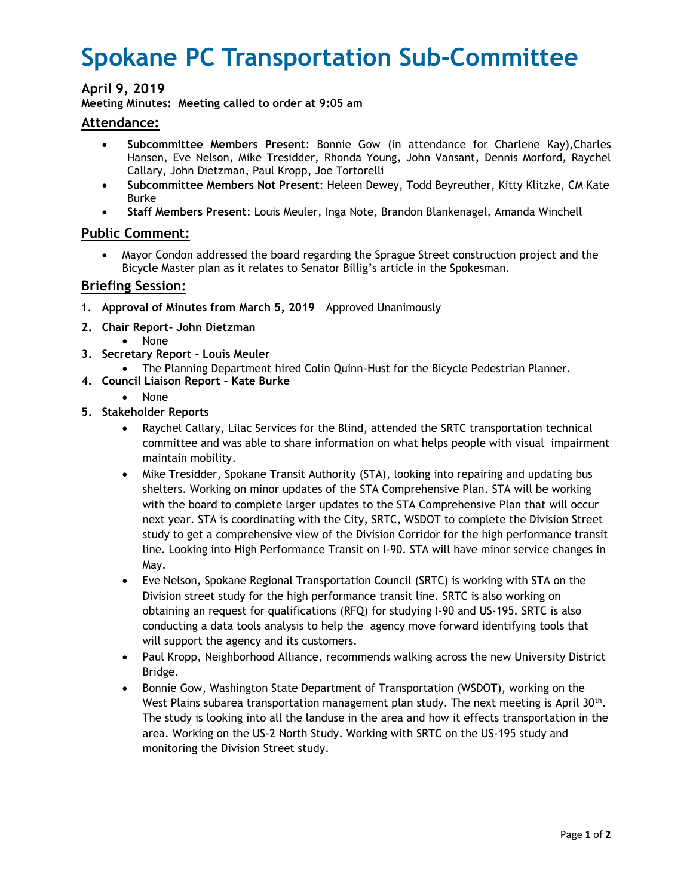# Spokane PC Transportation Sub-Committee

### April 9, 2019

**Meeting Minutes: Meeting called to order at 9:05 am**

## Attendance:

- **Subcommittee Members Present**: Bonnie Gow (in attendance for Charlene Kay),Charles Hansen, Eve Nelson, Mike Tresidder, Rhonda Young, John Vansant, Dennis Morford, Raychel Callary, John Dietzman, Paul Kropp, Joe Tortorelli
- **Subcommittee Members Not Present**: Heleen Dewey, Todd Beyreuther, Kitty Klitzke, CM Kate Burke
- **Staff Members Present**: Louis Meuler, Inga Note, Brandon Blankenagel, Amanda Winchell

## Public Comment:

- Mayor Condon addressed the board regarding the Sprague Street construction project and the Bicycle Master plan as it relates to Senator Billig's article in the Spokesman.

## Briefing Session:

1. **Approval of Minutes from March 5, 2019** – Approved Unanimously
2. **Chair Report- John Dietzman**
   - None
3. **Secretary Report – Louis Meuler**
   - The Planning Department hired Colin Quinn-Hust for the Bicycle Pedestrian Planner.
4. **Council Liaison Report – Kate Burke**
   - None
5. **Stakeholder Reports**
   - Raychel Callary, Lilac Services for the Blind, attended the SRTC transportation technical committee and was able to share information on what helps people with visual impairment maintain mobility.
   - Mike Tresidder, Spokane Transit Authority (STA), looking into repairing and updating bus shelters. Working on minor updates of the STA Comprehensive Plan. STA will be working with the board to complete larger updates to the STA Comprehensive Plan that will occur next year. STA is coordinating with the City, SRTC, WSDOT to complete the Division Street study to get a comprehensive view of the Division Corridor for the high performance transit line. Looking into High Performance Transit on I-90. STA will have minor service changes in May.
   - Eve Nelson, Spokane Regional Transportation Council (SRTC) is working with STA on the Division street study for the high performance transit line. SRTC is also working on obtaining an request for qualifications (RFQ) for studying I-90 and US-195. SRTC is also conducting a data tools analysis to help the agency move forward identifying tools that will support the agency and its customers.
   - Paul Kropp, Neighborhood Alliance, recommends walking across the new University District Bridge.
   - Bonnie Gow, Washington State Department of Transportation (WSDOT), working on the West Plains subarea transportation management plan study. The next meeting is April 30th. The study is looking into all the landuse in the area and how it effects transportation in the area. Working on the US-2 North Study. Working with SRTC on the US-195 study and monitoring the Division Street study.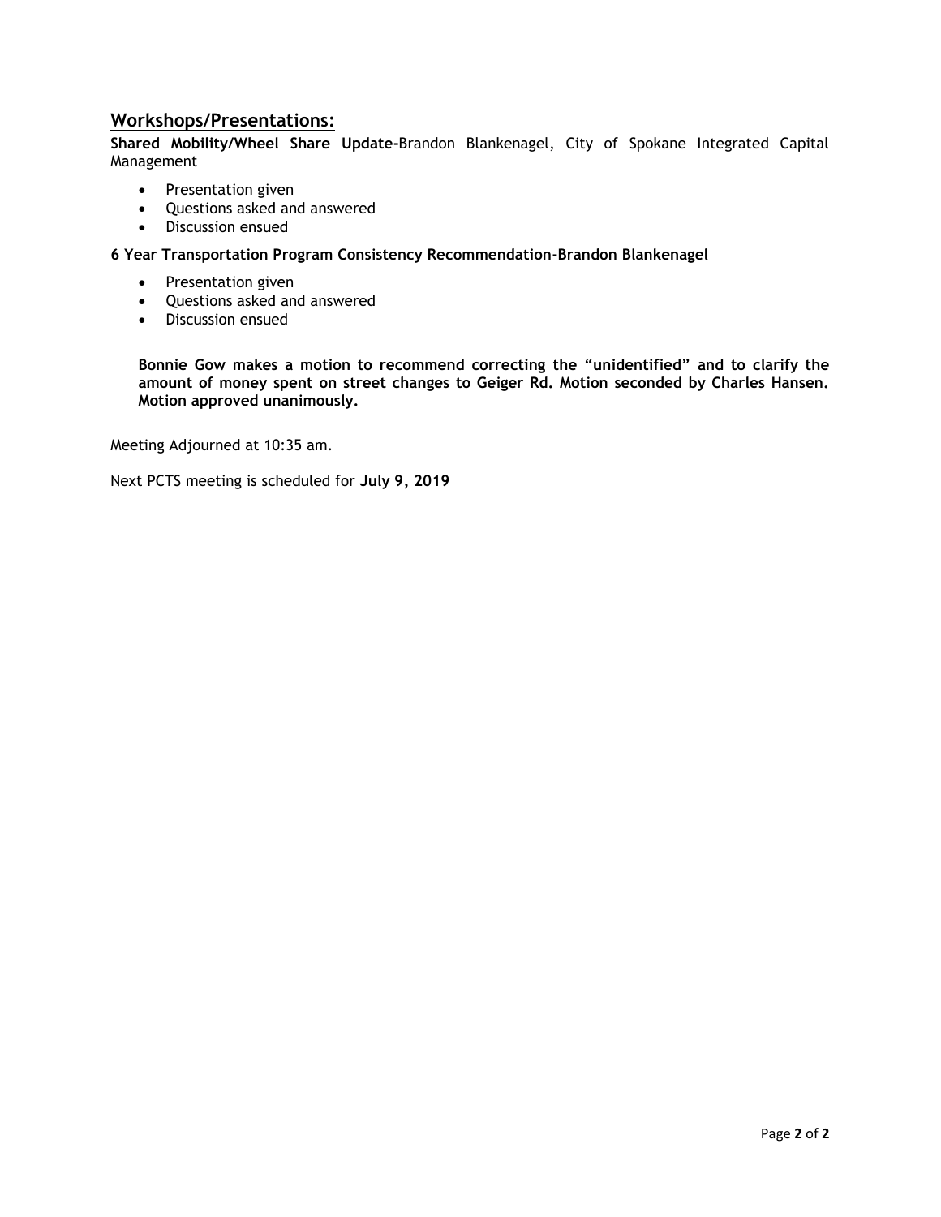## Workshops/Presentations:

**Shared Mobility/Wheel Share Update-**Brandon Blankenagel, City of Spokane Integrated Capital Management

- Presentation given
- Questions asked and answered
- Discussion ensued

**6 Year Transportation Program Consistency Recommendation-Brandon Blankenagel**

- Presentation given
- Questions asked and answered
- Discussion ensued

**Bonnie Gow makes a motion to recommend correcting the "unidentified" and to clarify the amount of money spent on street changes to Geiger Rd. Motion seconded by Charles Hansen. Motion approved unanimously.**

Meeting Adjourned at 10:35 am.

Next PCTS meeting is scheduled for **July 9, 2019**